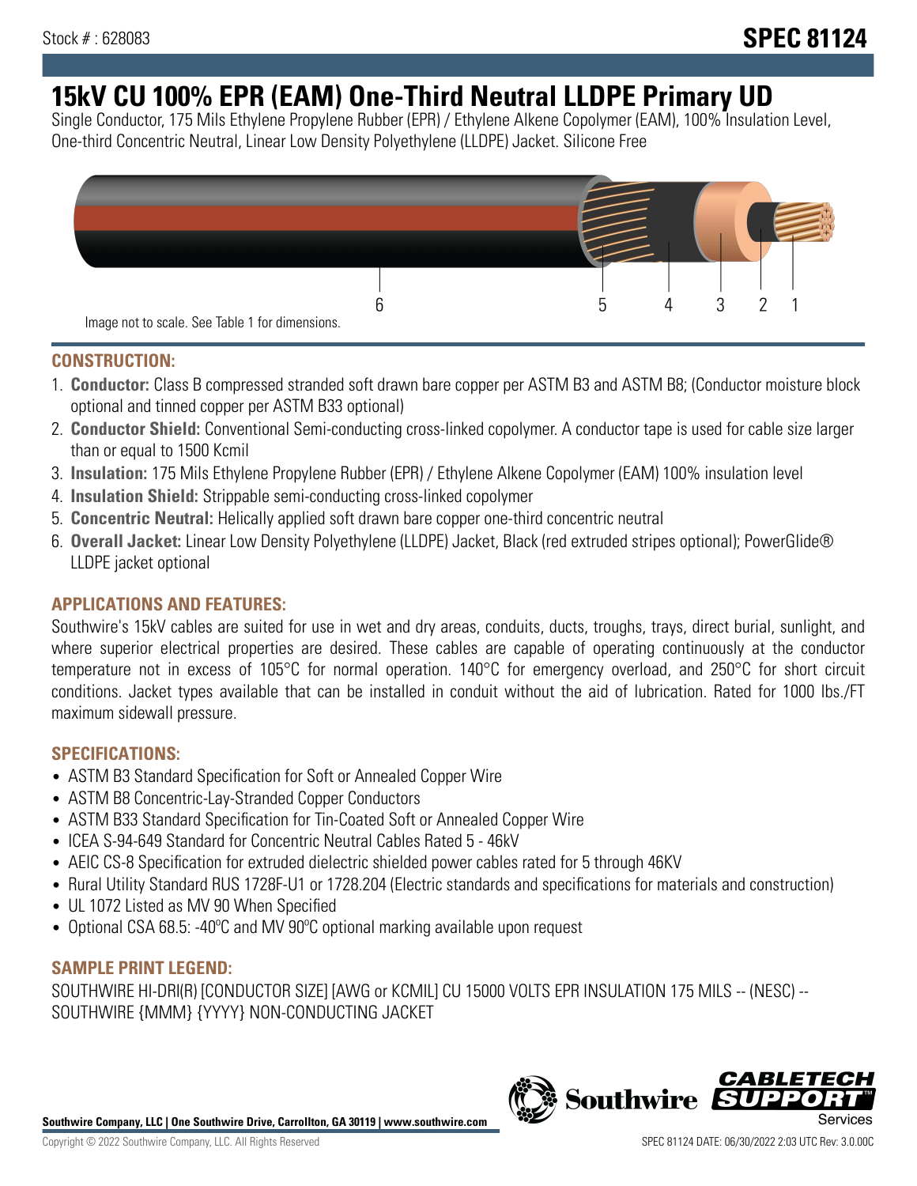Stock # : 628083

# SPEC 81124

# 15kV CU 100% EPR (EAM) One-Third Neutral LLDPE Primary UD

Single Conductor, 175 Mils Ethylene Propylene Rubber (EPR) / Ethylene Alkene Copolymer (EAM), 100% Insulation Level, One-third Concentric Neutral, Linear Low Density Polyethylene (LLDPE) Jacket. Silicone Free

6 5 4 3 2 1

Image not to scale. See Table 1 for dimensions.

## CONSTRUCTION:

1. **Conductor:** Class B compressed stranded soft drawn bare copper per ASTM B3 and ASTM B8; (Conductor moisture block optional and tinned copper per ASTM B33 optional)
2. **Conductor Shield:** Conventional Semi-conducting cross-linked copolymer. A conductor tape is used for cable size larger than or equal to 1500 Kcmil
3. **Insulation:** 175 Mils Ethylene Propylene Rubber (EPR) / Ethylene Alkene Copolymer (EAM) 100% insulation level
4. **Insulation Shield:** Strippable semi-conducting cross-linked copolymer
5. **Concentric Neutral:** Helically applied soft drawn bare copper one-third concentric neutral
6. **Overall Jacket:** Linear Low Density Polyethylene (LLDPE) Jacket, Black (red extruded stripes optional); PowerGlide® LLDPE jacket optional

## APPLICATIONS AND FEATURES:

Southwire's 15kV cables are suited for use in wet and dry areas, conduits, ducts, troughs, trays, direct burial, sunlight, and where superior electrical properties are desired. These cables are capable of operating continuously at the conductor temperature not in excess of 105°C for normal operation. 140°C for emergency overload, and 250°C for short circuit conditions. Jacket types available that can be installed in conduit without the aid of lubrication. Rated for 1000 lbs./FT maximum sidewall pressure.

## SPECIFICATIONS:

- ASTM B3 Standard Specification for Soft or Annealed Copper Wire
- ASTM B8 Concentric-Lay-Stranded Copper Conductors
- ASTM B33 Standard Specification for Tin-Coated Soft or Annealed Copper Wire
- ICEA S-94-649 Standard for Concentric Neutral Cables Rated 5 - 46kV
- AEIC CS-8 Specification for extruded dielectric shielded power cables rated for 5 through 46KV
- Rural Utility Standard RUS 1728F-U1 or 1728.204 (Electric standards and specifications for materials and construction)
- UL 1072 Listed as MV 90 When Specified
- Optional CSA 68.5: -40ºC and MV 90ºC optional marking available upon request

## SAMPLE PRINT LEGEND:

SOUTHWIRE HI-DRI(R) [CONDUCTOR SIZE] [AWG or KCMIL] CU 15000 VOLTS EPR INSULATION 175 MILS -- (NESC) -- SOUTHWIRE {MMM} {YYYY} NON-CONDUCTING JACKET

**Southwire Company, LLC | One Southwire Drive, Carrollton, GA 30119 | www.southwire.com**

Copyright © 2022 Southwire Company, LLC. All Rights Reserved

SPEC 81124 DATE: 06/30/2022 2:03 UTC Rev: 3.0.00C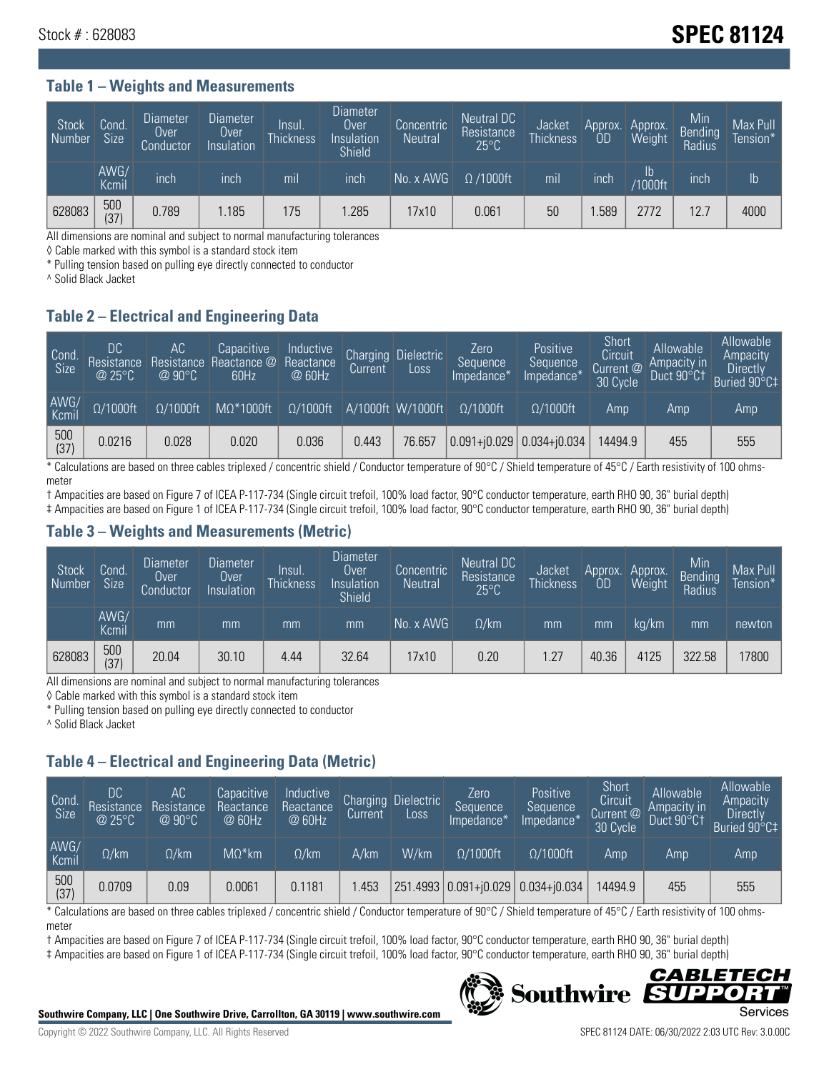Stock # : 628083

# SPEC 81124

## Table 1 – Weights and Measurements

| Stock Number | Cond. Size | Diameter Over Conductor | Diameter Over Insulation | Insul. Thickness | Diameter Over Insulation Shield | Concentric Neutral | Neutral DC Resistance 25°C | Jacket Thickness | Approx. OD | Approx. Weight | Min Bending Radius | Max Pull Tension* |
|---|---|---|---|---|---|---|---|---|---|---|---|---|
| | AWG/ Kcmil | inch | inch | mil | inch | No. x AWG | Ω /1000ft | mil | inch | lb /1000ft | inch | lb |
| 628083 | 500 (37) | 0.789 | 1.185 | 175 | 1.285 | 17x10 | 0.061 | 50 | 1.589 | 2772 | 12.7 | 4000 |

All dimensions are nominal and subject to normal manufacturing tolerances

◊ Cable marked with this symbol is a standard stock item

* Pulling tension based on pulling eye directly connected to conductor

^ Solid Black Jacket

## Table 2 – Electrical and Engineering Data

| Cond. Size | DC Resistance @ 25°C | AC Resistance @ 90°C | Capacitive Reactance @ 60Hz | Inductive Reactance @ 60Hz | Charging Current | Dielectric Loss | Zero Sequence Impedance* | Positive Sequence Impedance* | Short Circuit Current @ 30 Cycle | Allowable Ampacity in Duct 90°C† | Allowable Ampacity Directly Buried 90°C‡ |
|---|---|---|---|---|---|---|---|---|---|---|---|
| AWG/ Kcmil | Ω/1000ft | Ω/1000ft | MΩ*1000ft | Ω/1000ft | A/1000ft | W/1000ft | Ω/1000ft | Ω/1000ft | Amp | Amp | Amp |
| 500 (37) | 0.0216 | 0.028 | 0.020 | 0.036 | 0.443 | 76.657 | 0.091+j0.029 | 0.034+j0.034 | 14494.9 | 455 | 555 |

* Calculations are based on three cables triplexed / concentric shield / Conductor temperature of 90°C / Shield temperature of 45°C / Earth resistivity of 100 ohms-meter

† Ampacities are based on Figure 7 of ICEA P-117-734 (Single circuit trefoil, 100% load factor, 90°C conductor temperature, earth RHO 90, 36" burial depth)

‡ Ampacities are based on Figure 1 of ICEA P-117-734 (Single circuit trefoil, 100% load factor, 90°C conductor temperature, earth RHO 90, 36" burial depth)

## Table 3 – Weights and Measurements (Metric)

| Stock Number | Cond. Size | Diameter Over Conductor | Diameter Over Insulation | Insul. Thickness | Diameter Over Insulation Shield | Concentric Neutral | Neutral DC Resistance 25°C | Jacket Thickness | Approx. OD | Approx. Weight | Min Bending Radius | Max Pull Tension* |
|---|---|---|---|---|---|---|---|---|---|---|---|---|
| | AWG/ Kcmil | mm | mm | mm | mm | No. x AWG | Ω/km | mm | mm | kg/km | mm | newton |
| 628083 | 500 (37) | 20.04 | 30.10 | 4.44 | 32.64 | 17x10 | 0.20 | 1.27 | 40.36 | 4125 | 322.58 | 17800 |

All dimensions are nominal and subject to normal manufacturing tolerances

◊ Cable marked with this symbol is a standard stock item

* Pulling tension based on pulling eye directly connected to conductor

^ Solid Black Jacket

## Table 4 – Electrical and Engineering Data (Metric)

| Cond. Size | DC Resistance @ 25°C | AC Resistance @ 90°C | Capacitive Reactance @ 60Hz | Inductive Reactance @ 60Hz | Charging Current | Dielectric Loss | Zero Sequence Impedance* | Positive Sequence Impedance* | Short Circuit Current @ 30 Cycle | Allowable Ampacity in Duct 90°C† | Allowable Ampacity Directly Buried 90°C‡ |
|---|---|---|---|---|---|---|---|---|---|---|---|
| AWG/ Kcmil | Ω/km | Ω/km | MΩ*km | Ω/km | A/km | W/km | Ω/1000ft | Ω/1000ft | Amp | Amp | Amp |
| 500 (37) | 0.0709 | 0.09 | 0.0061 | 0.1181 | 1.453 | 251.4993 | 0.091+j0.029 | 0.034+j0.034 | 14494.9 | 455 | 555 |

* Calculations are based on three cables triplexed / concentric shield / Conductor temperature of 90°C / Shield temperature of 45°C / Earth resistivity of 100 ohms-meter

† Ampacities are based on Figure 7 of ICEA P-117-734 (Single circuit trefoil, 100% load factor, 90°C conductor temperature, earth RHO 90, 36" burial depth)

‡ Ampacities are based on Figure 1 of ICEA P-117-734 (Single circuit trefoil, 100% load factor, 90°C conductor temperature, earth RHO 90, 36" burial depth)

**Southwire Company, LLC | One Southwire Drive, Carrollton, GA 30119 | www.southwire.com**

Copyright © 2022 Southwire Company, LLC. All Rights Reserved

SPEC 81124 DATE: 06/30/2022 2:03 UTC Rev: 3.0.00C